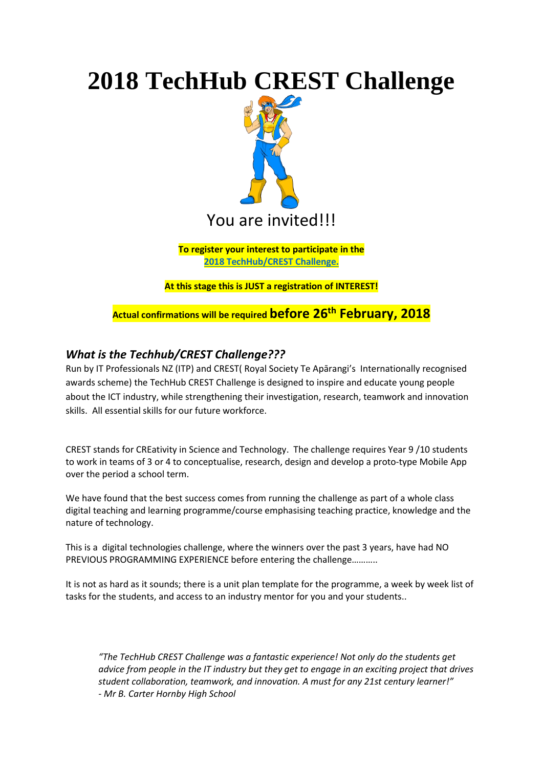# 2018 TechHub CREST Challenge

You are invited!!!

**To register your interest to participate in the 2018 TechHub/CREST Challenge.**

**At this stage this is JUST a registration of INTEREST!**

**Actual confirmations will be required before 26th February, 2018**

## *What is the Techhub/CREST Challenge???*

Run by IT Professionals NZ (ITP) and CREST( Royal Society Te Apārangi's Internationally recognised awards scheme) the TechHub CREST Challenge is designed to inspire and educate young people about the ICT industry, while strengthening their investigation, research, teamwork and innovation skills. All essential skills for our future workforce.

CREST stands for CREativity in Science and Technology. The challenge requires Year 9 /10 students to work in teams of 3 or 4 to conceptualise, research, design and develop a proto-type Mobile App over the period a school term.

We have found that the best success comes from running the challenge as part of a whole class digital teaching and learning programme/course emphasising teaching practice, knowledge and the nature of technology.

This is a digital technologies challenge, where the winners over the past 3 years, have had NO PREVIOUS PROGRAMMING EXPERIENCE before entering the challenge………..

It is not as hard as it sounds; there is a unit plan template for the programme, a week by week list of tasks for the students, and access to an industry mentor for you and your students..

> *"The TechHub CREST Challenge was a fantastic experience! Not only do the students get advice from people in the IT industry but they get to engage in an exciting project that drives student collaboration, teamwork, and innovation. A must for any 21st century learner!"*
> *- Mr B. Carter Hornby High School*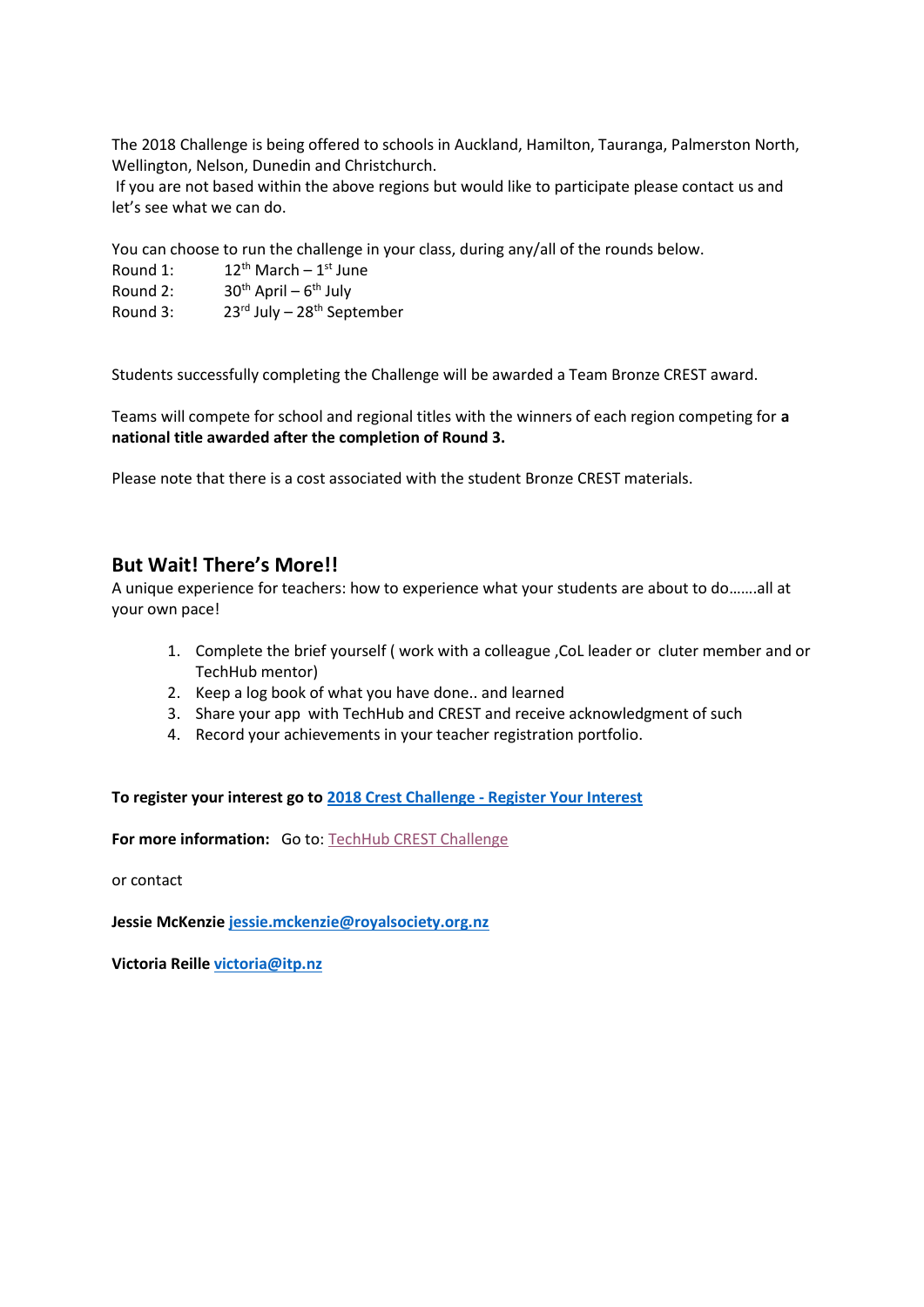The 2018 Challenge is being offered to schools in Auckland, Hamilton, Tauranga, Palmerston North, Wellington, Nelson, Dunedin and Christchurch.
If you are not based within the above regions but would like to participate please contact us and let's see what we can do.

You can choose to run the challenge in your class, during any/all of the rounds below.

Round 1: 12th March – 1st June
Round 2: 30th April – 6th July
Round 3: 23rd July – 28th September

Students successfully completing the Challenge will be awarded a Team Bronze CREST award.

Teams will compete for school and regional titles with the winners of each region competing for **a national title awarded after the completion of Round 3.**

Please note that there is a cost associated with the student Bronze CREST materials.

## But Wait! There's More!!

A unique experience for teachers: how to experience what your students are about to do…….all at your own pace!

1. Complete the brief yourself ( work with a colleague ,CoL leader or cluter member and or TechHub mentor)
2. Keep a log book of what you have done.. and learned
3. Share your app with TechHub and CREST and receive acknowledgment of such
4. Record your achievements in your teacher registration portfolio.

**To register your interest go to [2018 Crest Challenge - Register Your Interest]**

**For more information:** Go to: TechHub CREST Challenge

or contact

**Jessie McKenzie jessie.mckenzie@royalsociety.org.nz**

**Victoria Reille victoria@itp.nz**